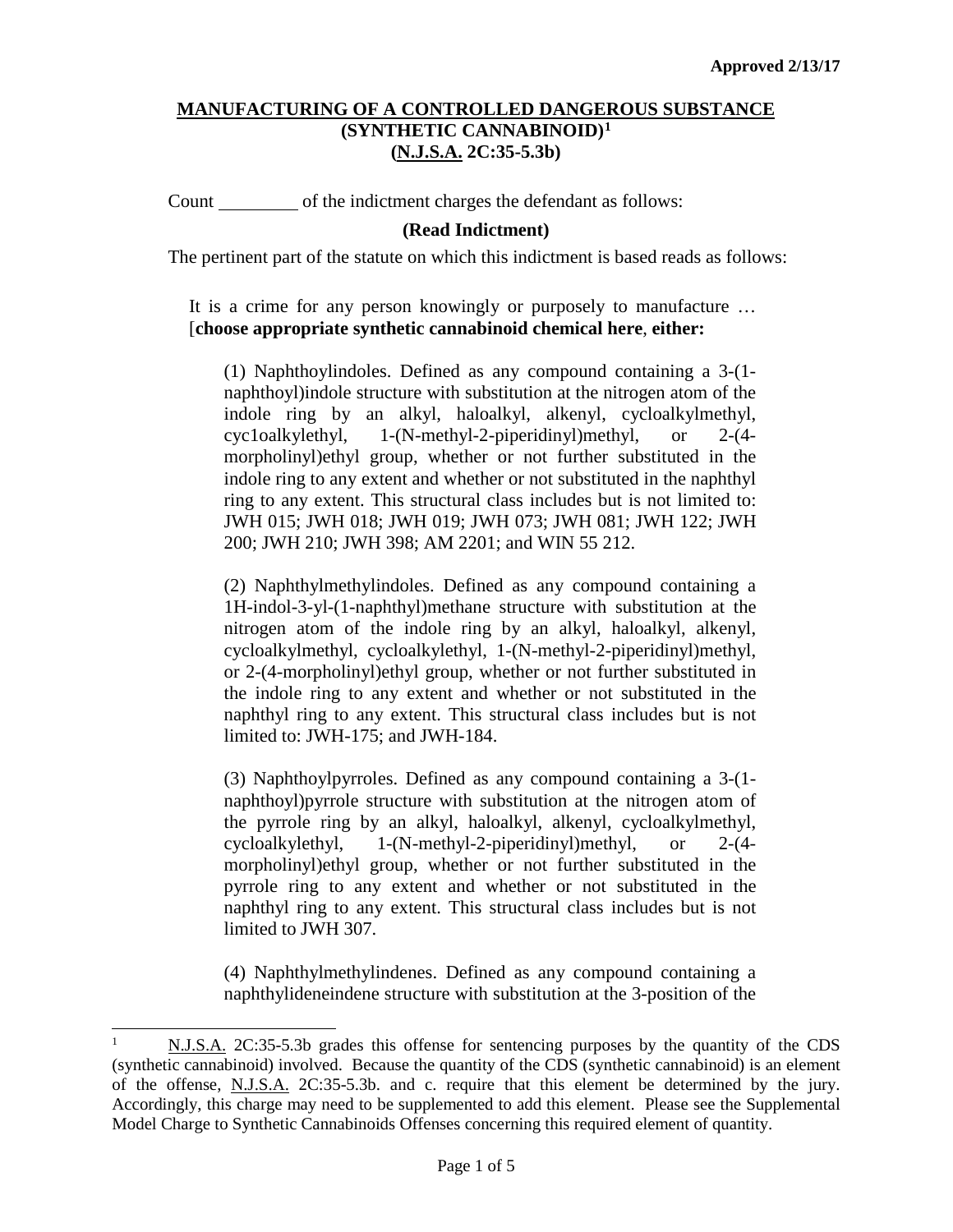**Approved 2/13/17**

# MANUFACTURING OF A CONTROLLED DANGEROUS SUBSTANCE (SYNTHETIC CANNABINOID)[1] (N.J.S.A. 2C:35-5.3b)

Count ________ of the indictment charges the defendant as follows:

**(Read Indictment)**

The pertinent part of the statute on which this indictment is based reads as follows:

> It is a crime for any person knowingly or purposely to manufacture … [**choose appropriate synthetic cannabinoid chemical here**, **either:**
>
> (1) Naphthoylindoles. Defined as any compound containing a 3-(1-naphthoyl)indole structure with substitution at the nitrogen atom of the indole ring by an alkyl, haloalkyl, alkenyl, cycloalkylmethyl, cyc1oalkylethyl, 1-(N-methyl-2-piperidinyl)methyl, or 2-(4-morpholinyl)ethyl group, whether or not further substituted in the indole ring to any extent and whether or not substituted in the naphthyl ring to any extent. This structural class includes but is not limited to: JWH 015; JWH 018; JWH 019; JWH 073; JWH 081; JWH 122; JWH 200; JWH 210; JWH 398; AM 2201; and WIN 55 212.
>
> (2) Naphthylmethylindoles. Defined as any compound containing a 1H-indol-3-yl-(1-naphthyl)methane structure with substitution at the nitrogen atom of the indole ring by an alkyl, haloalkyl, alkenyl, cycloalkylmethyl, cycloalkylethyl, 1-(N-methyl-2-piperidinyl)methyl, or 2-(4-morpholinyl)ethyl group, whether or not further substituted in the indole ring to any extent and whether or not substituted in the naphthyl ring to any extent. This structural class includes but is not limited to: JWH-175; and JWH-184.
>
> (3) Naphthoylpyrroles. Defined as any compound containing a 3-(1-naphthoyl)pyrrole structure with substitution at the nitrogen atom of the pyrrole ring by an alkyl, haloalkyl, alkenyl, cycloalkylmethyl, cycloalkylethyl, 1-(N-methyl-2-piperidinyl)methyl, or 2-(4-morpholinyl)ethyl group, whether or not further substituted in the pyrrole ring to any extent and whether or not substituted in the naphthyl ring to any extent. This structural class includes but is not limited to JWH 307.
>
> (4) Naphthylmethylindenes. Defined as any compound containing a naphthylideneindene structure with substitution at the 3-position of the

---

[1] N.J.S.A. 2C:35-5.3b grades this offense for sentencing purposes by the quantity of the CDS (synthetic cannabinoid) involved. Because the quantity of the CDS (synthetic cannabinoid) is an element of the offense, N.J.S.A. 2C:35-5.3b. and c. require that this element be determined by the jury. Accordingly, this charge may need to be supplemented to add this element. Please see the Supplemental Model Charge to Synthetic Cannabinoids Offenses concerning this required element of quantity.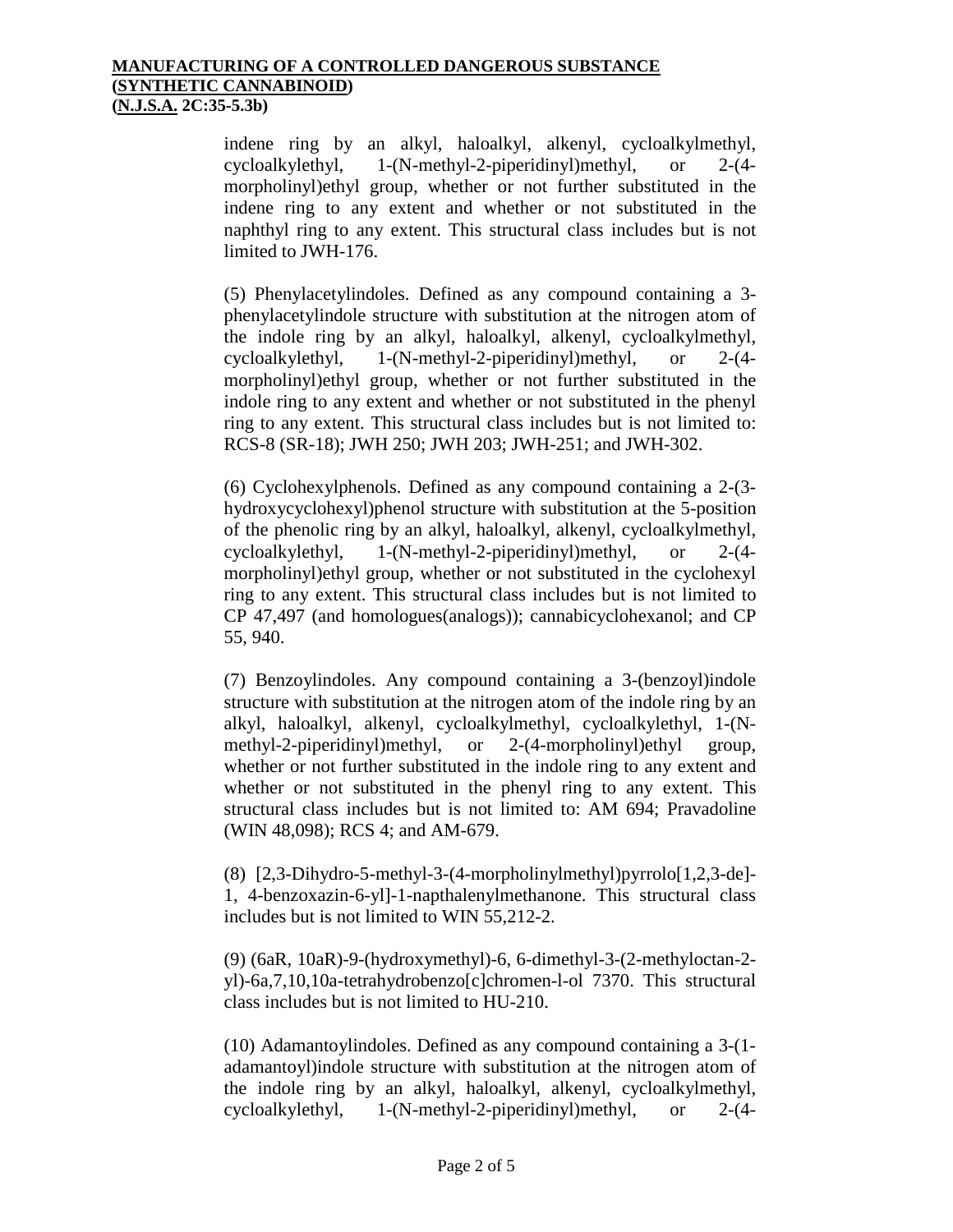**MANUFACTURING OF A CONTROLLED DANGEROUS SUBSTANCE**
**(SYNTHETIC CANNABINOID)**
**(N.J.S.A. 2C:35-5.3b)**

indene ring by an alkyl, haloalkyl, alkenyl, cycloalkylmethyl, cycloalkylethyl, 1-(N-methyl-2-piperidinyl)methyl, or 2-(4-morpholinyl)ethyl group, whether or not further substituted in the indene ring to any extent and whether or not substituted in the naphthyl ring to any extent. This structural class includes but is not limited to JWH-176.

(5) Phenylacetylindoles. Defined as any compound containing a 3-phenylacetylindole structure with substitution at the nitrogen atom of the indole ring by an alkyl, haloalkyl, alkenyl, cycloalkylmethyl, cycloalkylethyl, 1-(N-methyl-2-piperidinyl)methyl, or 2-(4-morpholinyl)ethyl group, whether or not further substituted in the indole ring to any extent and whether or not substituted in the phenyl ring to any extent. This structural class includes but is not limited to: RCS-8 (SR-18); JWH 250; JWH 203; JWH-251; and JWH-302.

(6) Cyclohexylphenols. Defined as any compound containing a 2-(3-hydroxycyclohexyl)phenol structure with substitution at the 5-position of the phenolic ring by an alkyl, haloalkyl, alkenyl, cycloalkylmethyl, cycloalkylethyl, 1-(N-methyl-2-piperidinyl)methyl, or 2-(4-morpholinyl)ethyl group, whether or not substituted in the cyclohexyl ring to any extent. This structural class includes but is not limited to CP 47,497 (and homologues(analogs)); cannabicyclohexanol; and CP 55, 940.

(7) Benzoylindoles. Any compound containing a 3-(benzoyl)indole structure with substitution at the nitrogen atom of the indole ring by an alkyl, haloalkyl, alkenyl, cycloalkylmethyl, cycloalkylethyl, 1-(N-methyl-2-piperidinyl)methyl, or 2-(4-morpholinyl)ethyl group, whether or not further substituted in the indole ring to any extent and whether or not substituted in the phenyl ring to any extent. This structural class includes but is not limited to: AM 694; Pravadoline (WIN 48,098); RCS 4; and AM-679.

(8) [2,3-Dihydro-5-methyl-3-(4-morpholinylmethyl)pyrrolo[1,2,3-de]-1, 4-benzoxazin-6-yl]-1-napthalenylmethanone. This structural class includes but is not limited to WIN 55,212-2.

(9) (6aR, 10aR)-9-(hydroxymethyl)-6, 6-dimethyl-3-(2-methyloctan-2-yl)-6a,7,10,10a-tetrahydrobenzo[c]chromen-l-ol 7370. This structural class includes but is not limited to HU-210.

(10) Adamantoylindoles. Defined as any compound containing a 3-(1-adamantoyl)indole structure with substitution at the nitrogen atom of the indole ring by an alkyl, haloalkyl, alkenyl, cycloalkylmethyl, cycloalkylethyl, 1-(N-methyl-2-piperidinyl)methyl, or 2-(4-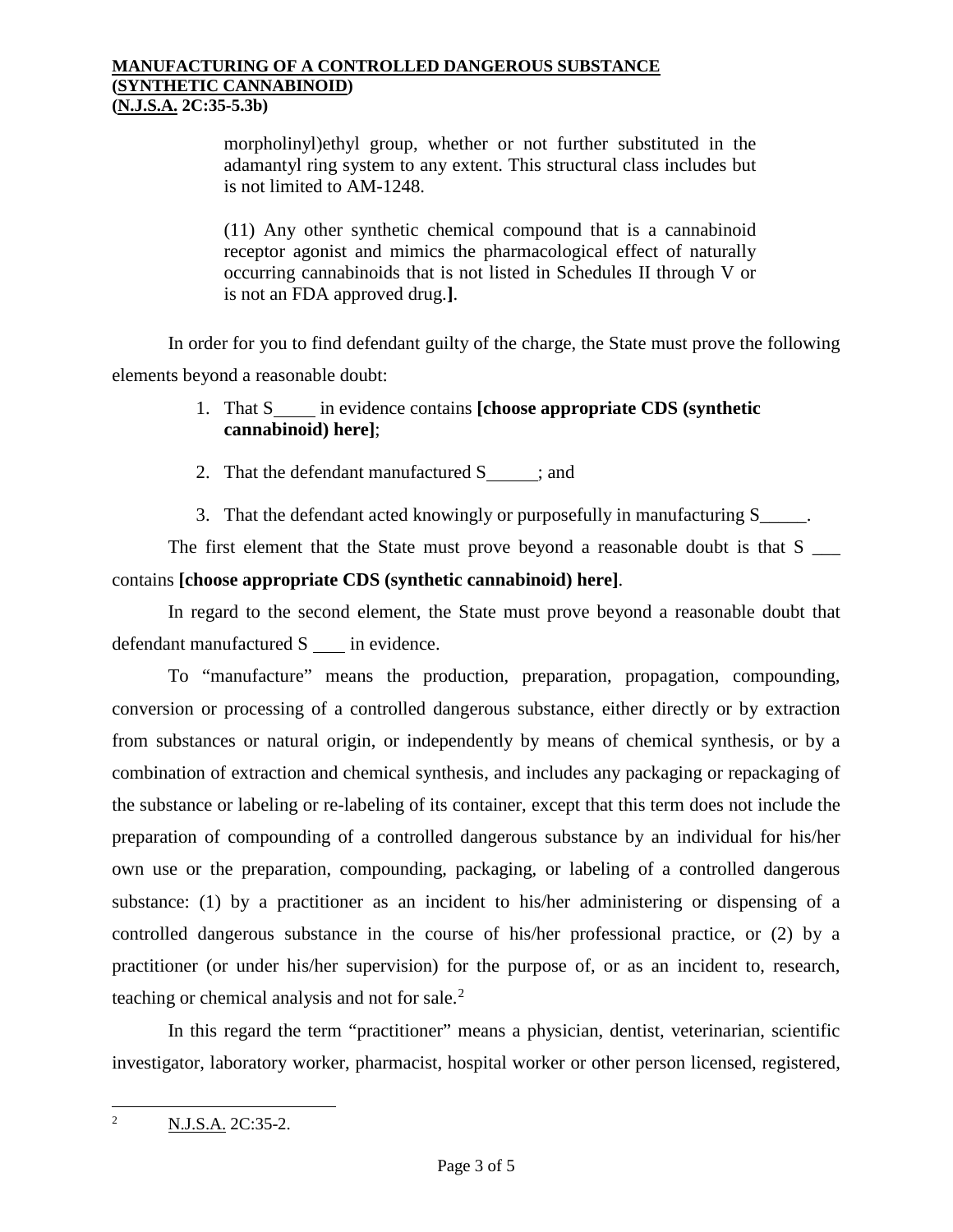morpholinyl)ethyl group, whether or not further substituted in the adamantyl ring system to any extent. This structural class includes but is not limited to AM-1248.

(11) Any other synthetic chemical compound that is a cannabinoid receptor agonist and mimics the pharmacological effect of naturally occurring cannabinoids that is not listed in Schedules II through V or is not an FDA approved drug.**]**.

In order for you to find defendant guilty of the charge, the State must prove the following elements beyond a reasonable doubt:

1. That S____ in evidence contains **[choose appropriate CDS (synthetic cannabinoid) here]**;
2. That the defendant manufactured S_____; and
3. That the defendant acted knowingly or purposefully in manufacturing S_____.

The first element that the State must prove beyond a reasonable doubt is that S ___ contains **[choose appropriate CDS (synthetic cannabinoid) here]**.

In regard to the second element, the State must prove beyond a reasonable doubt that defendant manufactured S ___ in evidence.

To "manufacture" means the production, preparation, propagation, compounding, conversion or processing of a controlled dangerous substance, either directly or by extraction from substances or natural origin, or independently by means of chemical synthesis, or by a combination of extraction and chemical synthesis, and includes any packaging or repackaging of the substance or labeling or re-labeling of its container, except that this term does not include the preparation of compounding of a controlled dangerous substance by an individual for his/her own use or the preparation, compounding, packaging, or labeling of a controlled dangerous substance: (1) by a practitioner as an incident to his/her administering or dispensing of a controlled dangerous substance in the course of his/her professional practice, or (2) by a practitioner (or under his/her supervision) for the purpose of, or as an incident to, research, teaching or chemical analysis and not for sale.[2]

In this regard the term "practitioner" means a physician, dentist, veterinarian, scientific investigator, laboratory worker, pharmacist, hospital worker or other person licensed, registered,

---

[2] N.J.S.A. 2C:35-2.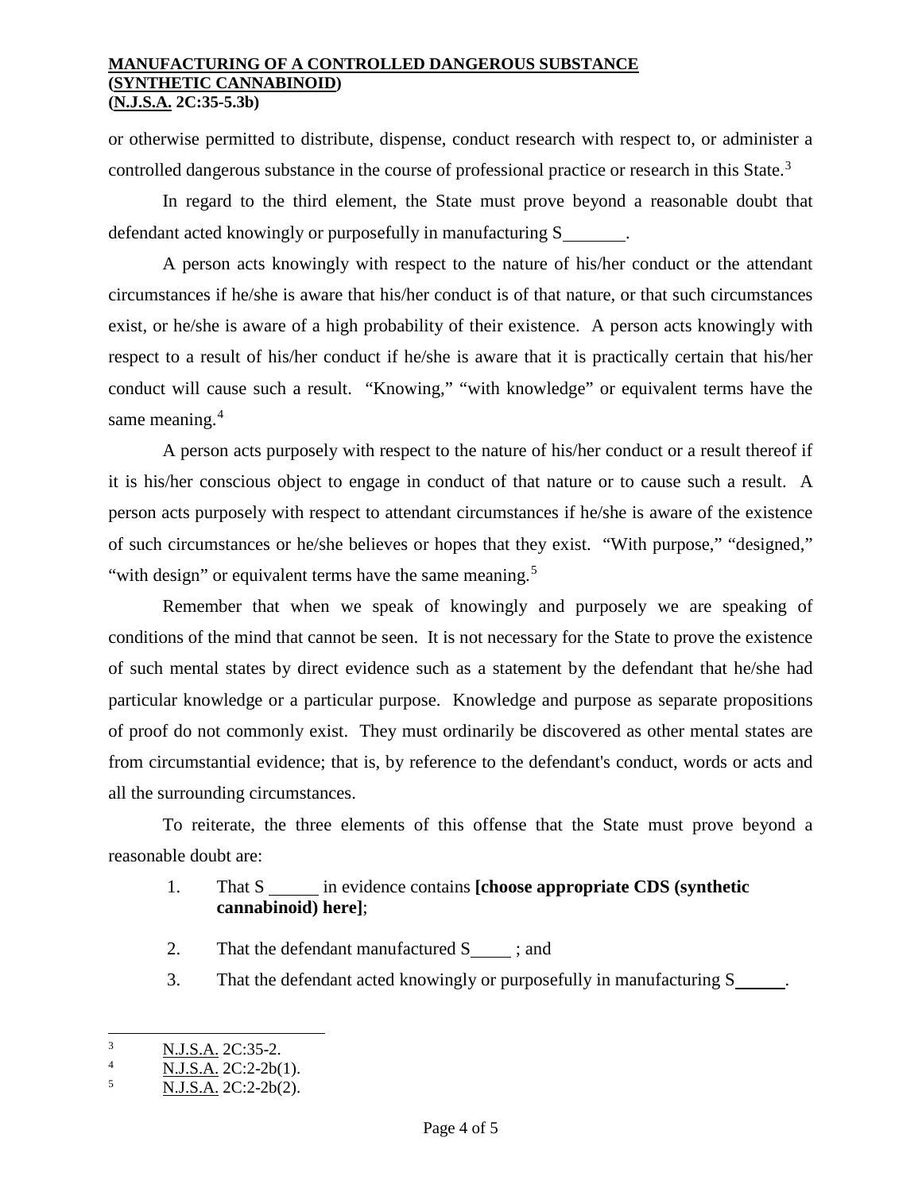or otherwise permitted to distribute, dispense, conduct research with respect to, or administer a controlled dangerous substance in the course of professional practice or research in this State.[3]

In regard to the third element, the State must prove beyond a reasonable doubt that defendant acted knowingly or purposefully in manufacturing S_______.

A person acts knowingly with respect to the nature of his/her conduct or the attendant circumstances if he/she is aware that his/her conduct is of that nature, or that such circumstances exist, or he/she is aware of a high probability of their existence. A person acts knowingly with respect to a result of his/her conduct if he/she is aware that it is practically certain that his/her conduct will cause such a result. "Knowing," "with knowledge" or equivalent terms have the same meaning.[4]

A person acts purposely with respect to the nature of his/her conduct or a result thereof if it is his/her conscious object to engage in conduct of that nature or to cause such a result. A person acts purposely with respect to attendant circumstances if he/she is aware of the existence of such circumstances or he/she believes or hopes that they exist. "With purpose," "designed," "with design" or equivalent terms have the same meaning.[5]

Remember that when we speak of knowingly and purposely we are speaking of conditions of the mind that cannot be seen. It is not necessary for the State to prove the existence of such mental states by direct evidence such as a statement by the defendant that he/she had particular knowledge or a particular purpose. Knowledge and purpose as separate propositions of proof do not commonly exist. They must ordinarily be discovered as other mental states are from circumstantial evidence; that is, by reference to the defendant's conduct, words or acts and all the surrounding circumstances.

To reiterate, the three elements of this offense that the State must prove beyond a reasonable doubt are:

1. That S _____ in evidence contains **[choose appropriate CDS (synthetic cannabinoid) here]**;
2. That the defendant manufactured S_____ ; and
3. That the defendant acted knowingly or purposefully in manufacturing S_____.

---

[3] N.J.S.A. 2C:35-2.

[4] N.J.S.A. 2C:2-2b(1).

[5] N.J.S.A. 2C:2-2b(2).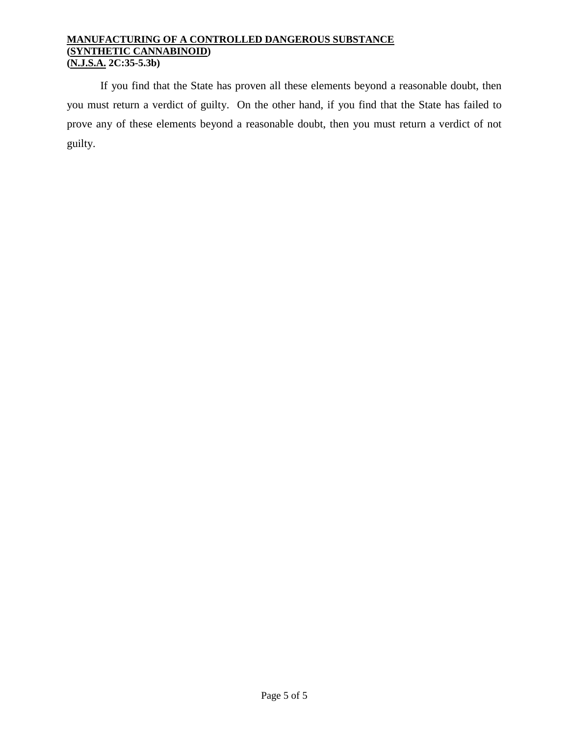If you find that the State has proven all these elements beyond a reasonable doubt, then you must return a verdict of guilty. On the other hand, if you find that the State has failed to prove any of these elements beyond a reasonable doubt, then you must return a verdict of not guilty.